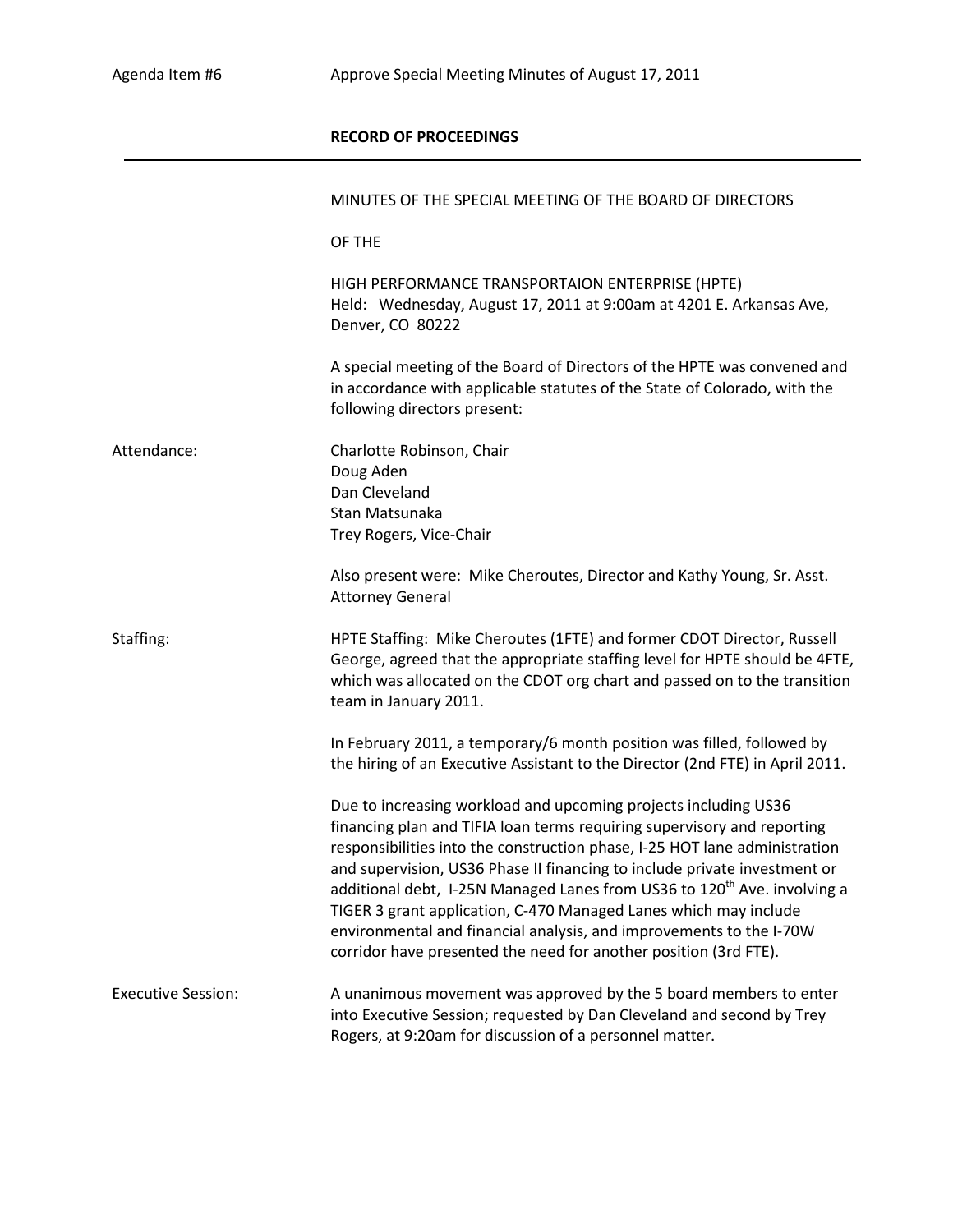Agenda Item #6 Approve Special Meeting Minutes of August 17, 2011

**RECORD OF PROCEEDINGS**

---

MINUTES OF THE SPECIAL MEETING OF THE BOARD OF DIRECTORS

OF THE

HIGH PERFORMANCE TRANSPORTAION ENTERPRISE (HPTE)
Held: Wednesday, August 17, 2011 at 9:00am at 4201 E. Arkansas Ave, Denver, CO 80222

A special meeting of the Board of Directors of the HPTE was convened and in accordance with applicable statutes of the State of Colorado, with the following directors present:

**Attendance:**

Charlotte Robinson, Chair
Doug Aden
Dan Cleveland
Stan Matsunaka
Trey Rogers, Vice-Chair

Also present were: Mike Cheroutes, Director and Kathy Young, Sr. Asst. Attorney General

**Staffing:**

HPTE Staffing: Mike Cheroutes (1FTE) and former CDOT Director, Russell George, agreed that the appropriate staffing level for HPTE should be 4FTE, which was allocated on the CDOT org chart and passed on to the transition team in January 2011.

In February 2011, a temporary/6 month position was filled, followed by the hiring of an Executive Assistant to the Director (2nd FTE) in April 2011.

Due to increasing workload and upcoming projects including US36 financing plan and TIFIA loan terms requiring supervisory and reporting responsibilities into the construction phase, I-25 HOT lane administration and supervision, US36 Phase II financing to include private investment or additional debt, I-25N Managed Lanes from US36 to 120th Ave. involving a TIGER 3 grant application, C-470 Managed Lanes which may include environmental and financial analysis, and improvements to the I-70W corridor have presented the need for another position (3rd FTE).

**Executive Session:**

A unanimous movement was approved by the 5 board members to enter into Executive Session; requested by Dan Cleveland and second by Trey Rogers, at 9:20am for discussion of a personnel matter.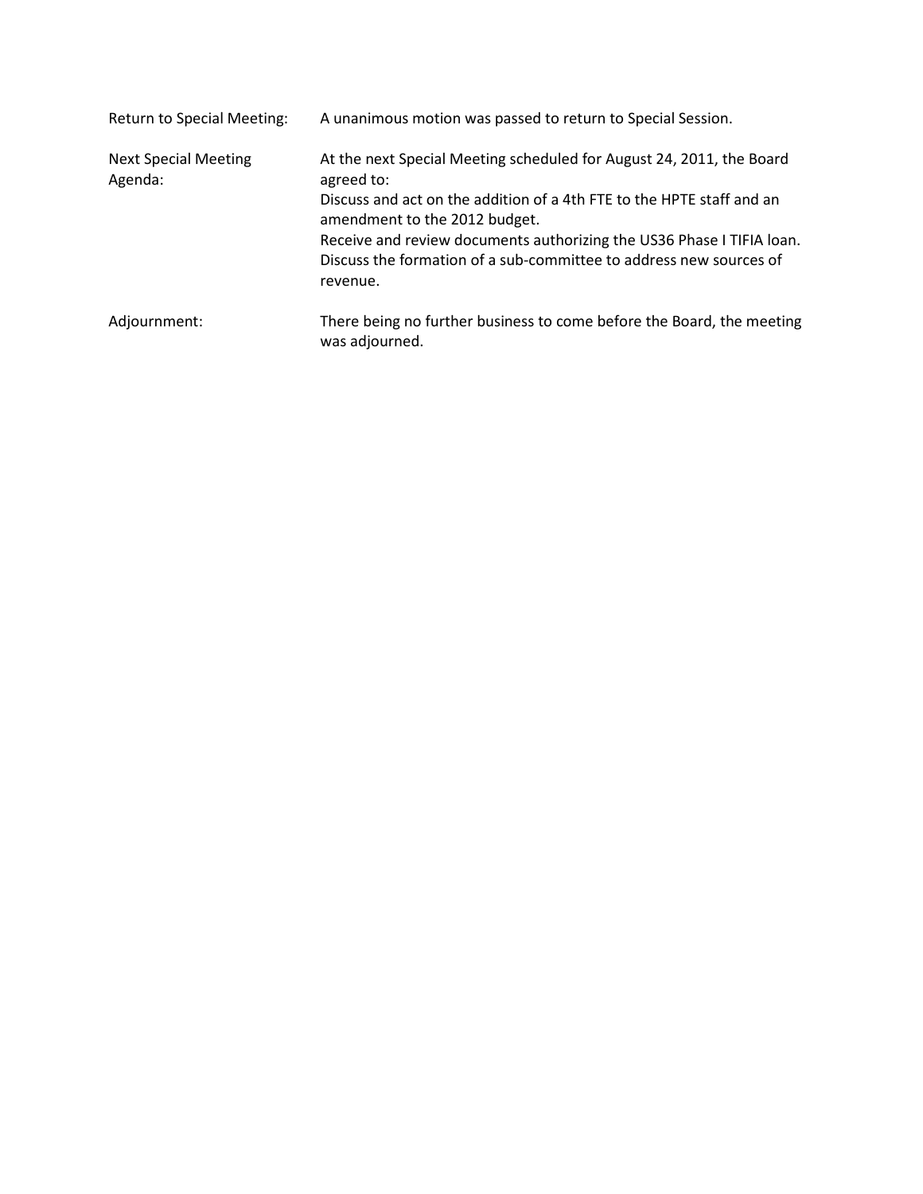| | |
|---|---|
| Return to Special Meeting: | A unanimous motion was passed to return to Special Session. |
| Next Special Meeting Agenda: | At the next Special Meeting scheduled for August 24, 2011, the Board agreed to:<br>Discuss and act on the addition of a 4th FTE to the HPTE staff and an amendment to the 2012 budget.<br>Receive and review documents authorizing the US36 Phase I TIFIA loan.<br>Discuss the formation of a sub-committee to address new sources of revenue. |
| Adjournment: | There being no further business to come before the Board, the meeting was adjourned. |